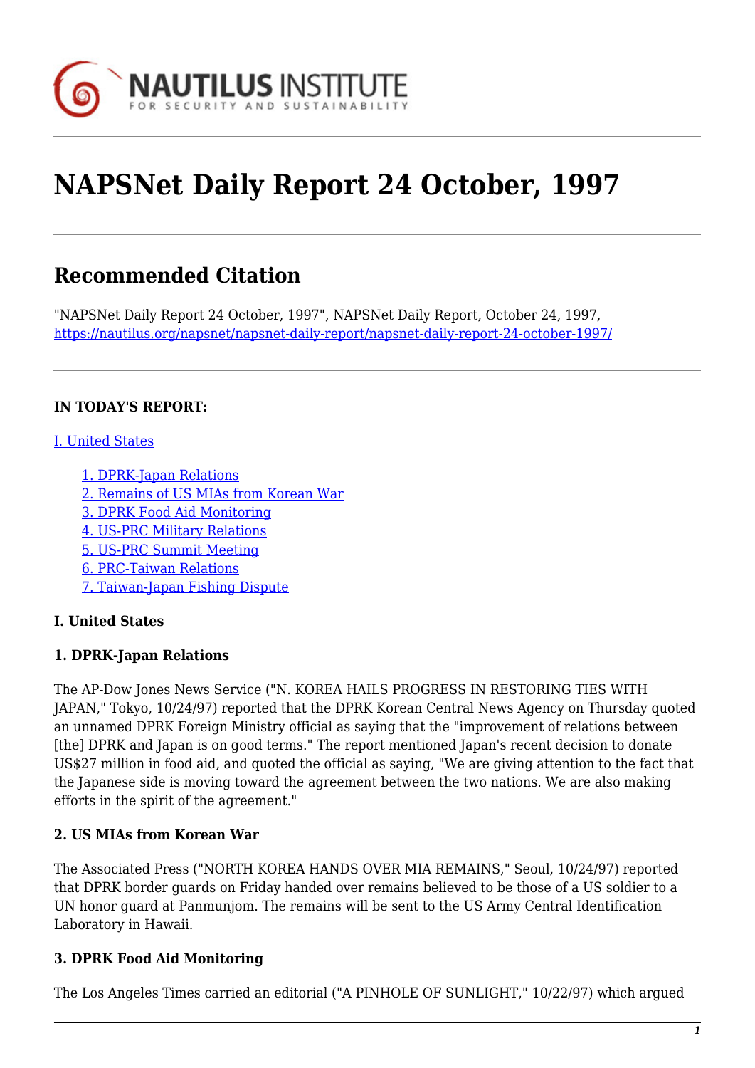# NAPSNet Daily Report 24 October, 1997

## Recommended Citation

"NAPSNet Daily Report 24 October, 1997", NAPSNet Daily Report, October 24, 1997, https://nautilus.org/napsnet/napsnet-daily-report/napsnet-daily-report-24-october-1997/

**IN TODAY'S REPORT:**

I. United States

- 1. DPRK-Japan Relations
- 2. Remains of US MIAs from Korean War
- 3. DPRK Food Aid Monitoring
- 4. US-PRC Military Relations
- 5. US-PRC Summit Meeting
- 6. PRC-Taiwan Relations
- 7. Taiwan-Japan Fishing Dispute

**I. United States**

**1. DPRK-Japan Relations**

The AP-Dow Jones News Service ("N. KOREA HAILS PROGRESS IN RESTORING TIES WITH JAPAN," Tokyo, 10/24/97) reported that the DPRK Korean Central News Agency on Thursday quoted an unnamed DPRK Foreign Ministry official as saying that the "improvement of relations between [the] DPRK and Japan is on good terms." The report mentioned Japan's recent decision to donate US$27 million in food aid, and quoted the official as saying, "We are giving attention to the fact that the Japanese side is moving toward the agreement between the two nations. We are also making efforts in the spirit of the agreement."

**2. US MIAs from Korean War**

The Associated Press ("NORTH KOREA HANDS OVER MIA REMAINS," Seoul, 10/24/97) reported that DPRK border guards on Friday handed over remains believed to be those of a US soldier to a UN honor guard at Panmunjom. The remains will be sent to the US Army Central Identification Laboratory in Hawaii.

**3. DPRK Food Aid Monitoring**

The Los Angeles Times carried an editorial ("A PINHOLE OF SUNLIGHT," 10/22/97) which argued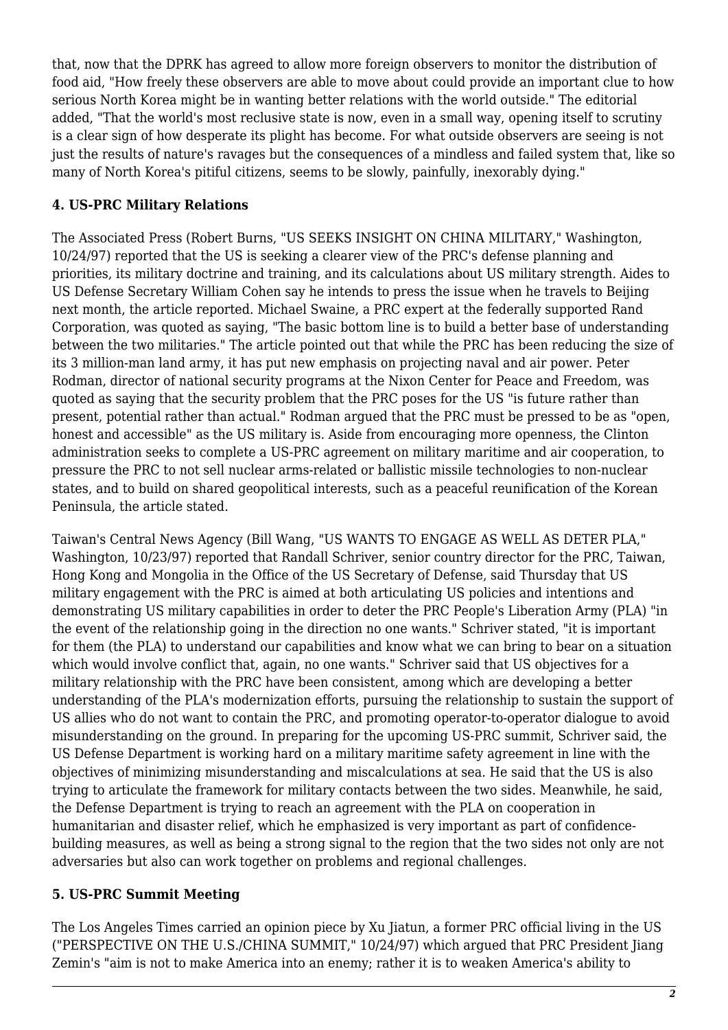that, now that the DPRK has agreed to allow more foreign observers to monitor the distribution of food aid, "How freely these observers are able to move about could provide an important clue to how serious North Korea might be in wanting better relations with the world outside." The editorial added, "That the world's most reclusive state is now, even in a small way, opening itself to scrutiny is a clear sign of how desperate its plight has become. For what outside observers are seeing is not just the results of nature's ravages but the consequences of a mindless and failed system that, like so many of North Korea's pitiful citizens, seems to be slowly, painfully, inexorably dying."

### 4. US-PRC Military Relations

The Associated Press (Robert Burns, "US SEEKS INSIGHT ON CHINA MILITARY," Washington, 10/24/97) reported that the US is seeking a clearer view of the PRC's defense planning and priorities, its military doctrine and training, and its calculations about US military strength. Aides to US Defense Secretary William Cohen say he intends to press the issue when he travels to Beijing next month, the article reported. Michael Swaine, a PRC expert at the federally supported Rand Corporation, was quoted as saying, "The basic bottom line is to build a better base of understanding between the two militaries." The article pointed out that while the PRC has been reducing the size of its 3 million-man land army, it has put new emphasis on projecting naval and air power. Peter Rodman, director of national security programs at the Nixon Center for Peace and Freedom, was quoted as saying that the security problem that the PRC poses for the US "is future rather than present, potential rather than actual." Rodman argued that the PRC must be pressed to be as "open, honest and accessible" as the US military is. Aside from encouraging more openness, the Clinton administration seeks to complete a US-PRC agreement on military maritime and air cooperation, to pressure the PRC to not sell nuclear arms-related or ballistic missile technologies to non-nuclear states, and to build on shared geopolitical interests, such as a peaceful reunification of the Korean Peninsula, the article stated.

Taiwan's Central News Agency (Bill Wang, "US WANTS TO ENGAGE AS WELL AS DETER PLA," Washington, 10/23/97) reported that Randall Schriver, senior country director for the PRC, Taiwan, Hong Kong and Mongolia in the Office of the US Secretary of Defense, said Thursday that US military engagement with the PRC is aimed at both articulating US policies and intentions and demonstrating US military capabilities in order to deter the PRC People's Liberation Army (PLA) "in the event of the relationship going in the direction no one wants." Schriver stated, "it is important for them (the PLA) to understand our capabilities and know what we can bring to bear on a situation which would involve conflict that, again, no one wants." Schriver said that US objectives for a military relationship with the PRC have been consistent, among which are developing a better understanding of the PLA's modernization efforts, pursuing the relationship to sustain the support of US allies who do not want to contain the PRC, and promoting operator-to-operator dialogue to avoid misunderstanding on the ground. In preparing for the upcoming US-PRC summit, Schriver said, the US Defense Department is working hard on a military maritime safety agreement in line with the objectives of minimizing misunderstanding and miscalculations at sea. He said that the US is also trying to articulate the framework for military contacts between the two sides. Meanwhile, he said, the Defense Department is trying to reach an agreement with the PLA on cooperation in humanitarian and disaster relief, which he emphasized is very important as part of confidence-building measures, as well as being a strong signal to the region that the two sides not only are not adversaries but also can work together on problems and regional challenges.

### 5. US-PRC Summit Meeting

The Los Angeles Times carried an opinion piece by Xu Jiatun, a former PRC official living in the US ("PERSPECTIVE ON THE U.S./CHINA SUMMIT," 10/24/97) which argued that PRC President Jiang Zemin's "aim is not to make America into an enemy; rather it is to weaken America's ability to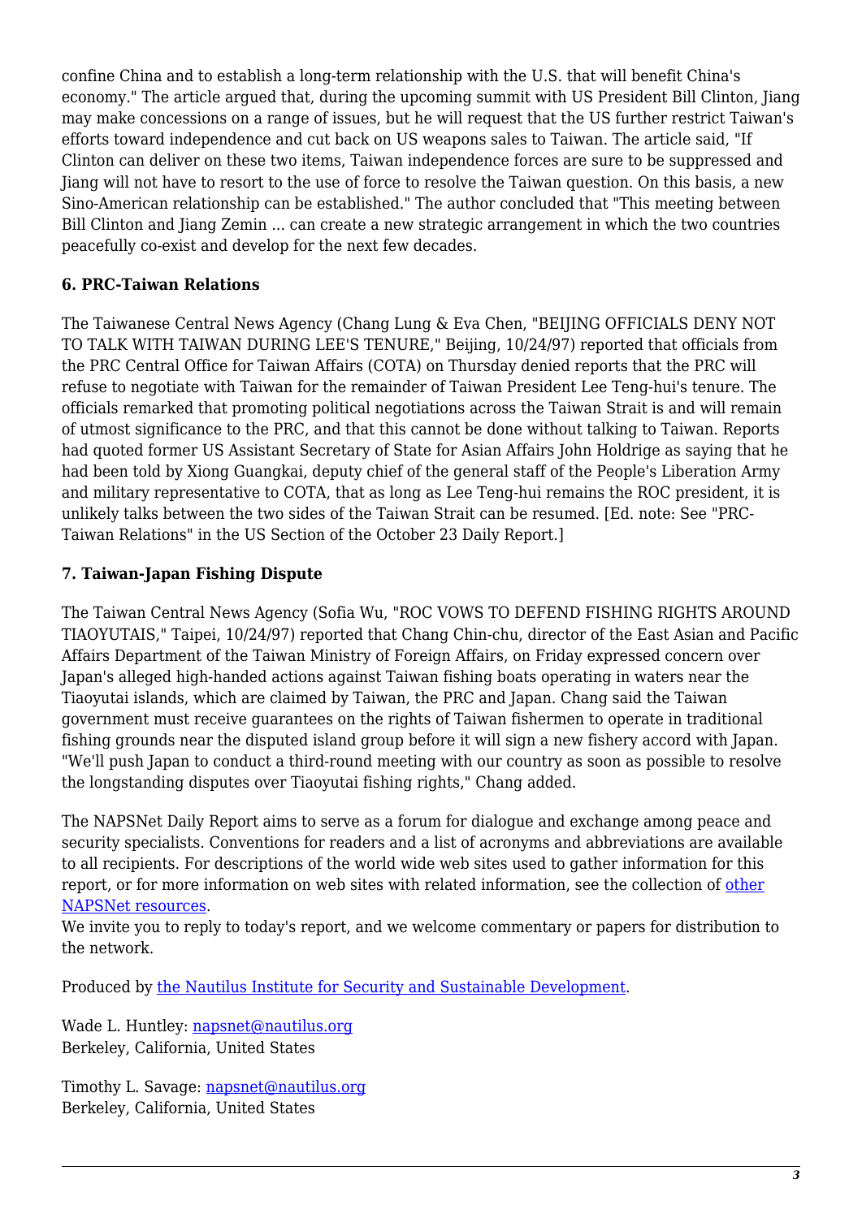confine China and to establish a long-term relationship with the U.S. that will benefit China's economy." The article argued that, during the upcoming summit with US President Bill Clinton, Jiang may make concessions on a range of issues, but he will request that the US further restrict Taiwan's efforts toward independence and cut back on US weapons sales to Taiwan. The article said, "If Clinton can deliver on these two items, Taiwan independence forces are sure to be suppressed and Jiang will not have to resort to the use of force to resolve the Taiwan question. On this basis, a new Sino-American relationship can be established." The author concluded that "This meeting between Bill Clinton and Jiang Zemin ... can create a new strategic arrangement in which the two countries peacefully co-exist and develop for the next few decades.

**6. PRC-Taiwan Relations**

The Taiwanese Central News Agency (Chang Lung & Eva Chen, "BEIJING OFFICIALS DENY NOT TO TALK WITH TAIWAN DURING LEE'S TENURE," Beijing, 10/24/97) reported that officials from the PRC Central Office for Taiwan Affairs (COTA) on Thursday denied reports that the PRC will refuse to negotiate with Taiwan for the remainder of Taiwan President Lee Teng-hui's tenure. The officials remarked that promoting political negotiations across the Taiwan Strait is and will remain of utmost significance to the PRC, and that this cannot be done without talking to Taiwan. Reports had quoted former US Assistant Secretary of State for Asian Affairs John Holdrige as saying that he had been told by Xiong Guangkai, deputy chief of the general staff of the People's Liberation Army and military representative to COTA, that as long as Lee Teng-hui remains the ROC president, it is unlikely talks between the two sides of the Taiwan Strait can be resumed. [Ed. note: See "PRC-Taiwan Relations" in the US Section of the October 23 Daily Report.]

**7. Taiwan-Japan Fishing Dispute**

The Taiwan Central News Agency (Sofia Wu, "ROC VOWS TO DEFEND FISHING RIGHTS AROUND TIAOYUTAIS," Taipei, 10/24/97) reported that Chang Chin-chu, director of the East Asian and Pacific Affairs Department of the Taiwan Ministry of Foreign Affairs, on Friday expressed concern over Japan's alleged high-handed actions against Taiwan fishing boats operating in waters near the Tiaoyutai islands, which are claimed by Taiwan, the PRC and Japan. Chang said the Taiwan government must receive guarantees on the rights of Taiwan fishermen to operate in traditional fishing grounds near the disputed island group before it will sign a new fishery accord with Japan. "We'll push Japan to conduct a third-round meeting with our country as soon as possible to resolve the longstanding disputes over Tiaoyutai fishing rights," Chang added.

The NAPSNet Daily Report aims to serve as a forum for dialogue and exchange among peace and security specialists. Conventions for readers and a list of acronyms and abbreviations are available to all recipients. For descriptions of the world wide web sites used to gather information for this report, or for more information on web sites with related information, see the collection of [other NAPSNet resources](#).
We invite you to reply to today's report, and we welcome commentary or papers for distribution to the network.

Produced by [the Nautilus Institute for Security and Sustainable Development](#).

Wade L. Huntley: [napsnet@nautilus.org](mailto:napsnet@nautilus.org)
Berkeley, California, United States

Timothy L. Savage: [napsnet@nautilus.org](mailto:napsnet@nautilus.org)
Berkeley, California, United States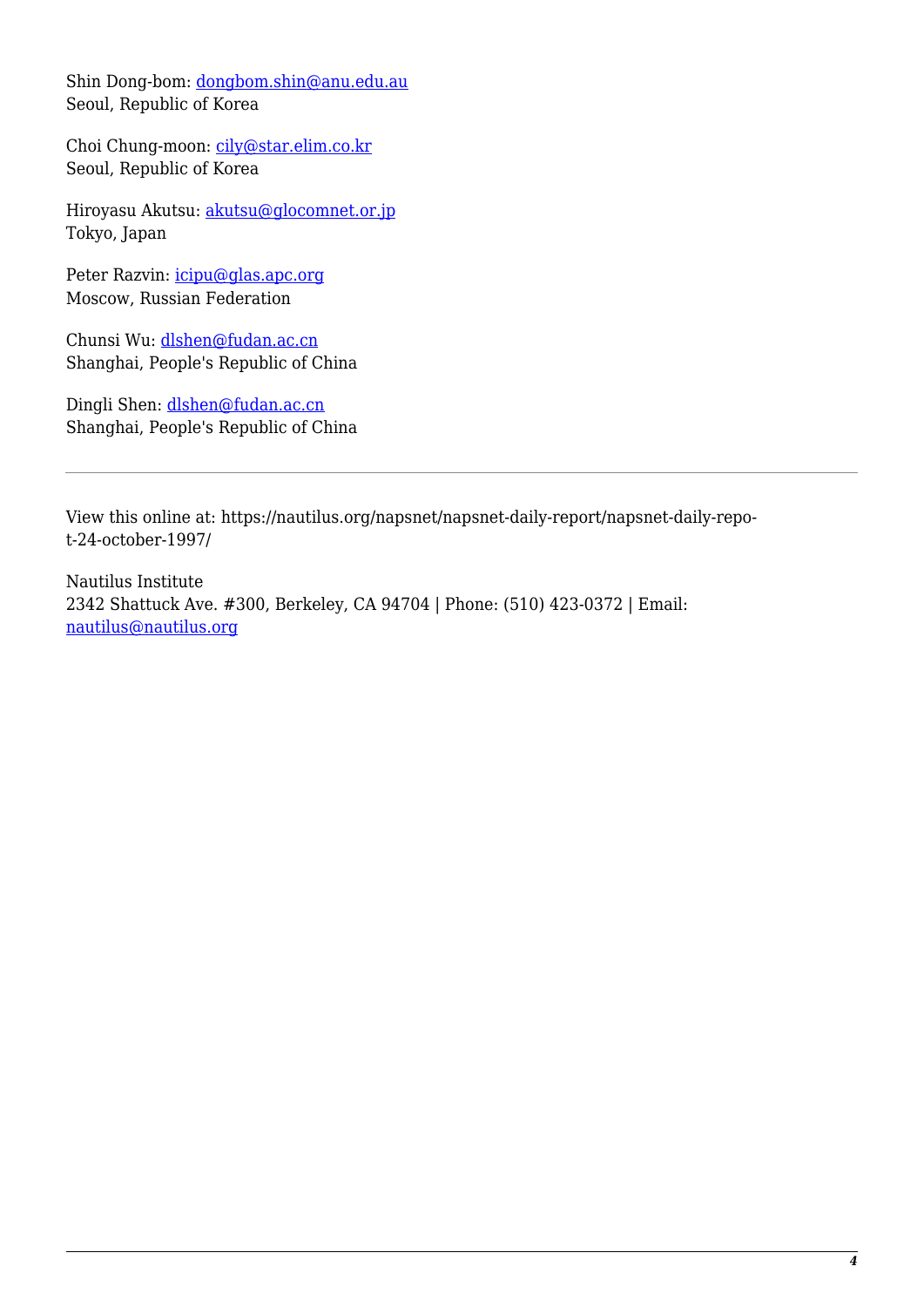Shin Dong-bom: [dongbom.shin@anu.edu.au](mailto:dongbom.shin@anu.edu.au)
Seoul, Republic of Korea

Choi Chung-moon: [cily@star.elim.co.kr](mailto:cily@star.elim.co.kr)
Seoul, Republic of Korea

Hiroyasu Akutsu: [akutsu@glocomnet.or.jp](mailto:akutsu@glocomnet.or.jp)
Tokyo, Japan

Peter Razvin: [icipu@glas.apc.org](mailto:icipu@glas.apc.org)
Moscow, Russian Federation

Chunsi Wu: [dlshen@fudan.ac.cn](mailto:dlshen@fudan.ac.cn)
Shanghai, People's Republic of China

Dingli Shen: [dlshen@fudan.ac.cn](mailto:dlshen@fudan.ac.cn)
Shanghai, People's Republic of China

---

View this online at: https://nautilus.org/napsnet/napsnet-daily-report/napsnet-daily-report-24-october-1997/

Nautilus Institute
2342 Shattuck Ave. #300, Berkeley, CA 94704 | Phone: (510) 423-0372 | Email: [nautilus@nautilus.org](mailto:nautilus@nautilus.org)